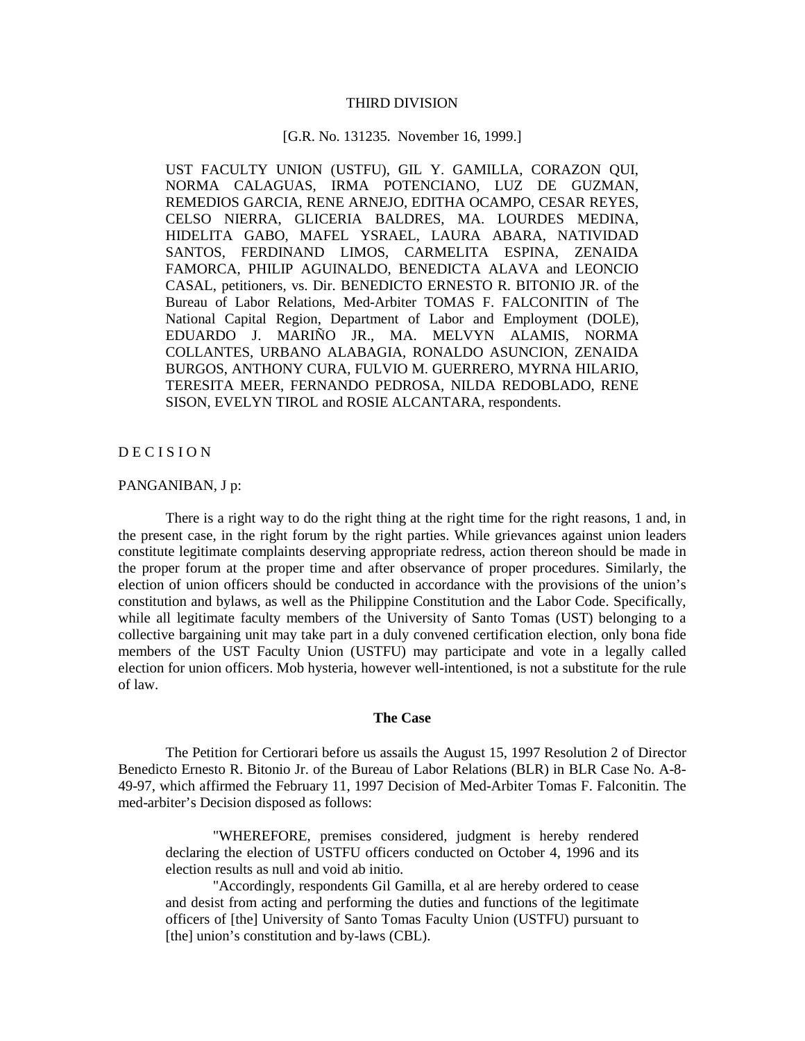THIRD DIVISION

[G.R. No. 131235. November 16, 1999.]

UST FACULTY UNION (USTFU), GIL Y. GAMILLA, CORAZON QUI, NORMA CALAGUAS, IRMA POTENCIANO, LUZ DE GUZMAN, REMEDIOS GARCIA, RENE ARNEJO, EDITHA OCAMPO, CESAR REYES, CELSO NIERRA, GLICERIA BALDRES, MA. LOURDES MEDINA, HIDELITA GABO, MAFEL YSRAEL, LAURA ABARA, NATIVIDAD SANTOS, FERDINAND LIMOS, CARMELITA ESPINA, ZENAIDA FAMORCA, PHILIP AGUINALDO, BENEDICTA ALAVA and LEONCIO CASAL, petitioners, vs. Dir. BENEDICTO ERNESTO R. BITONIO JR. of the Bureau of Labor Relations, Med-Arbiter TOMAS F. FALCONITIN of The National Capital Region, Department of Labor and Employment (DOLE), EDUARDO J. MARIÑO JR., MA. MELVYN ALAMIS, NORMA COLLANTES, URBANO ALABAGIA, RONALDO ASUNCION, ZENAIDA BURGOS, ANTHONY CURA, FULVIO M. GUERRERO, MYRNA HILARIO, TERESITA MEER, FERNANDO PEDROSA, NILDA REDOBLADO, RENE SISON, EVELYN TIROL and ROSIE ALCANTARA, respondents.

D E C I S I O N

PANGANIBAN, J p:

There is a right way to do the right thing at the right time for the right reasons, 1 and, in the present case, in the right forum by the right parties. While grievances against union leaders constitute legitimate complaints deserving appropriate redress, action thereon should be made in the proper forum at the proper time and after observance of proper procedures. Similarly, the election of union officers should be conducted in accordance with the provisions of the union's constitution and bylaws, as well as the Philippine Constitution and the Labor Code. Specifically, while all legitimate faculty members of the University of Santo Tomas (UST) belonging to a collective bargaining unit may take part in a duly convened certification election, only bona fide members of the UST Faculty Union (USTFU) may participate and vote in a legally called election for union officers. Mob hysteria, however well-intentioned, is not a substitute for the rule of law.

## The Case

The Petition for Certiorari before us assails the August 15, 1997 Resolution 2 of Director Benedicto Ernesto R. Bitonio Jr. of the Bureau of Labor Relations (BLR) in BLR Case No. A-8-49-97, which affirmed the February 11, 1997 Decision of Med-Arbiter Tomas F. Falconitin. The med-arbiter's Decision disposed as follows:

> "WHEREFORE, premises considered, judgment is hereby rendered declaring the election of USTFU officers conducted on October 4, 1996 and its election results as null and void ab initio.
>
> "Accordingly, respondents Gil Gamilla, et al are hereby ordered to cease and desist from acting and performing the duties and functions of the legitimate officers of [the] University of Santo Tomas Faculty Union (USTFU) pursuant to [the] union's constitution and by-laws (CBL).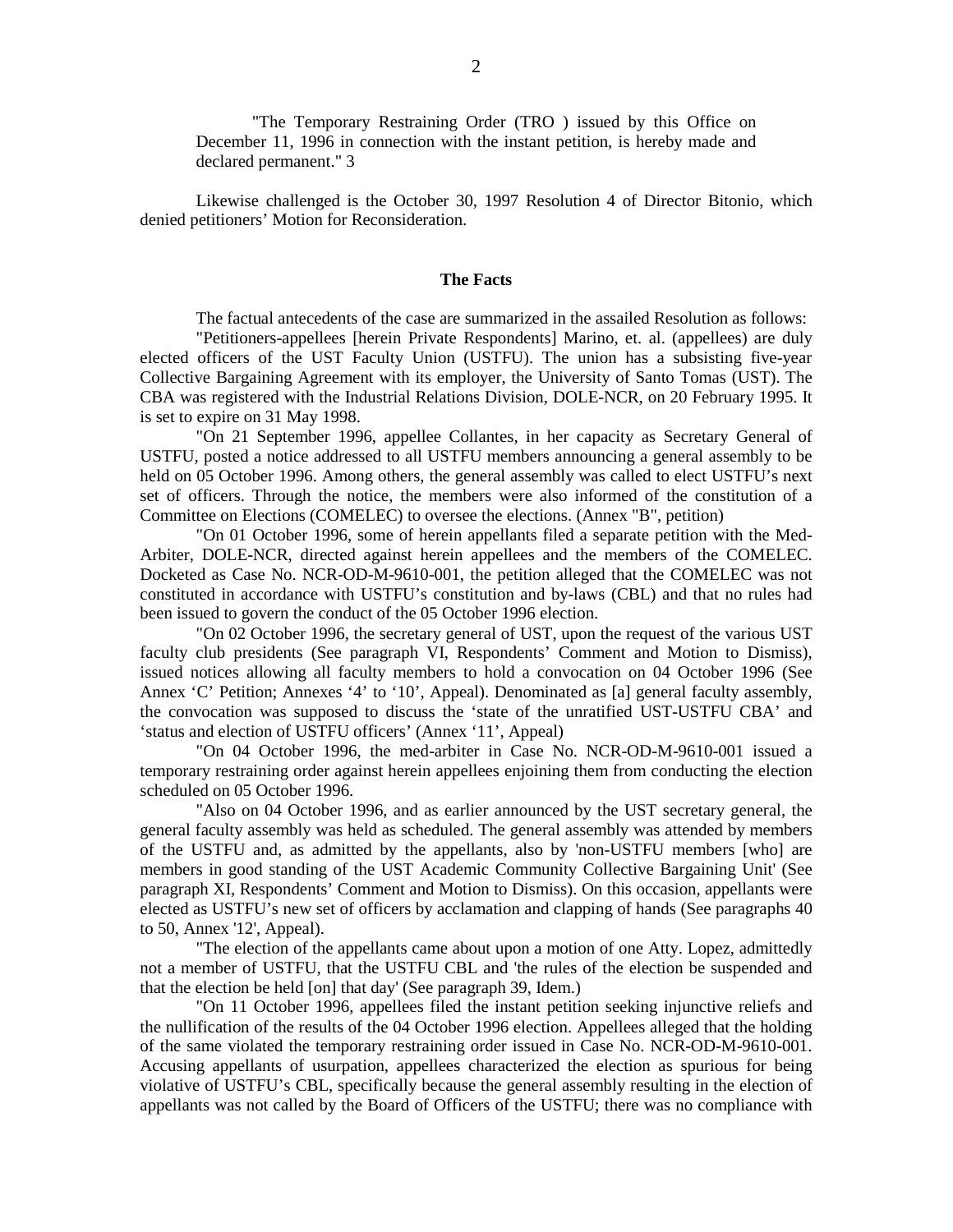"The Temporary Restraining Order (TRO ) issued by this Office on December 11, 1996 in connection with the instant petition, is hereby made and declared permanent." 3

Likewise challenged is the October 30, 1997 Resolution 4 of Director Bitonio, which denied petitioners' Motion for Reconsideration.

### The Facts

The factual antecedents of the case are summarized in the assailed Resolution as follows:

"Petitioners-appellees [herein Private Respondents] Marino, et. al. (appellees) are duly elected officers of the UST Faculty Union (USTFU). The union has a subsisting five-year Collective Bargaining Agreement with its employer, the University of Santo Tomas (UST). The CBA was registered with the Industrial Relations Division, DOLE-NCR, on 20 February 1995. It is set to expire on 31 May 1998.

"On 21 September 1996, appellee Collantes, in her capacity as Secretary General of USTFU, posted a notice addressed to all USTFU members announcing a general assembly to be held on 05 October 1996. Among others, the general assembly was called to elect USTFU's next set of officers. Through the notice, the members were also informed of the constitution of a Committee on Elections (COMELEC) to oversee the elections. (Annex "B", petition)

"On 01 October 1996, some of herein appellants filed a separate petition with the Med-Arbiter, DOLE-NCR, directed against herein appellees and the members of the COMELEC. Docketed as Case No. NCR-OD-M-9610-001, the petition alleged that the COMELEC was not constituted in accordance with USTFU's constitution and by-laws (CBL) and that no rules had been issued to govern the conduct of the 05 October 1996 election.

"On 02 October 1996, the secretary general of UST, upon the request of the various UST faculty club presidents (See paragraph VI, Respondents' Comment and Motion to Dismiss), issued notices allowing all faculty members to hold a convocation on 04 October 1996 (See Annex 'C' Petition; Annexes '4' to '10', Appeal). Denominated as [a] general faculty assembly, the convocation was supposed to discuss the 'state of the unratified UST-USTFU CBA' and 'status and election of USTFU officers' (Annex '11', Appeal)

"On 04 October 1996, the med-arbiter in Case No. NCR-OD-M-9610-001 issued a temporary restraining order against herein appellees enjoining them from conducting the election scheduled on 05 October 1996.

"Also on 04 October 1996, and as earlier announced by the UST secretary general, the general faculty assembly was held as scheduled. The general assembly was attended by members of the USTFU and, as admitted by the appellants, also by 'non-USTFU members [who] are members in good standing of the UST Academic Community Collective Bargaining Unit' (See paragraph XI, Respondents' Comment and Motion to Dismiss). On this occasion, appellants were elected as USTFU's new set of officers by acclamation and clapping of hands (See paragraphs 40 to 50, Annex '12', Appeal).

"The election of the appellants came about upon a motion of one Atty. Lopez, admittedly not a member of USTFU, that the USTFU CBL and 'the rules of the election be suspended and that the election be held [on] that day' (See paragraph 39, Idem.)

"On 11 October 1996, appellees filed the instant petition seeking injunctive reliefs and the nullification of the results of the 04 October 1996 election. Appellees alleged that the holding of the same violated the temporary restraining order issued in Case No. NCR-OD-M-9610-001. Accusing appellants of usurpation, appellees characterized the election as spurious for being violative of USTFU's CBL, specifically because the general assembly resulting in the election of appellants was not called by the Board of Officers of the USTFU; there was no compliance with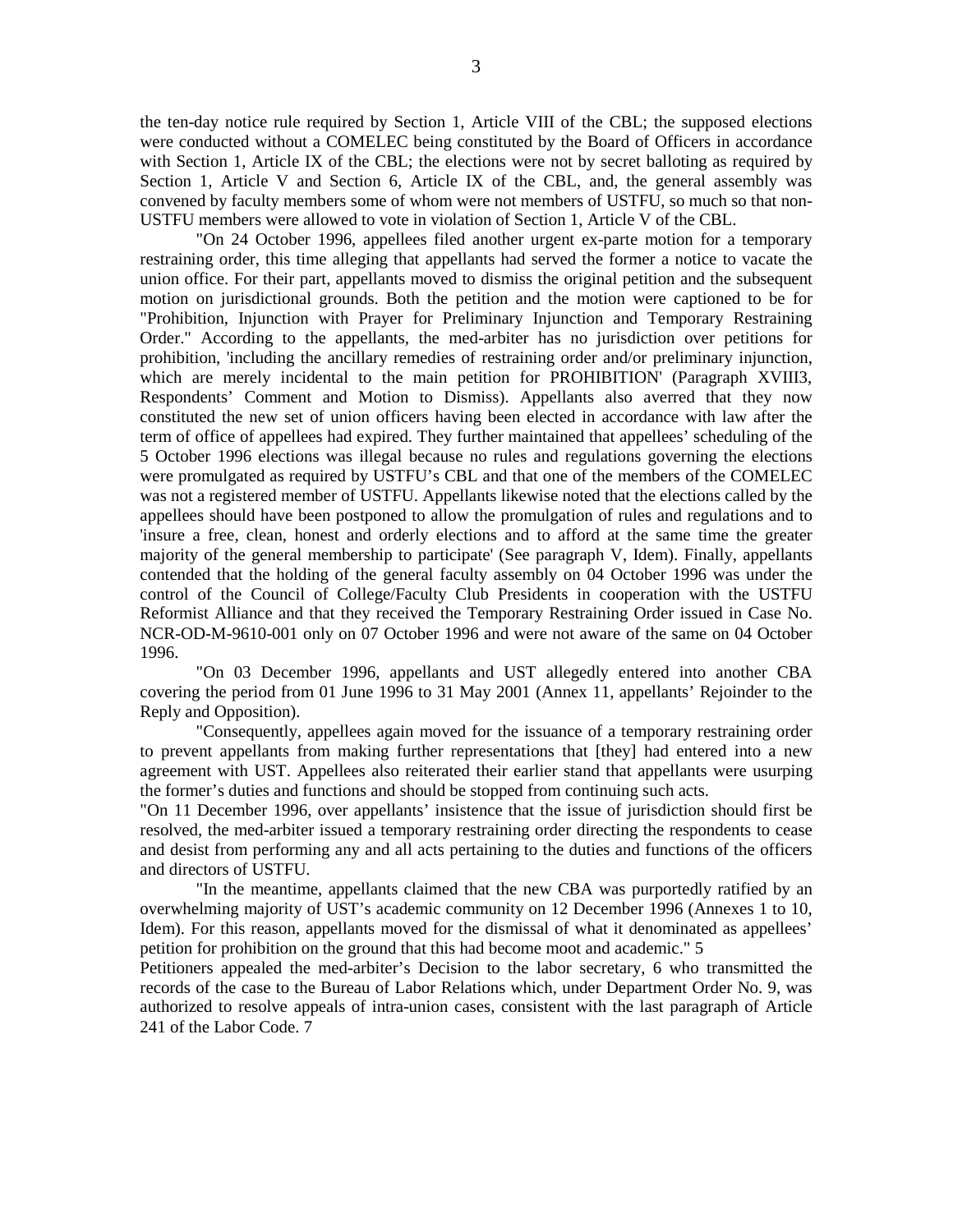the ten-day notice rule required by Section 1, Article VIII of the CBL; the supposed elections were conducted without a COMELEC being constituted by the Board of Officers in accordance with Section 1, Article IX of the CBL; the elections were not by secret balloting as required by Section 1, Article V and Section 6, Article IX of the CBL, and, the general assembly was convened by faculty members some of whom were not members of USTFU, so much so that non-USTFU members were allowed to vote in violation of Section 1, Article V of the CBL.

"On 24 October 1996, appellees filed another urgent ex-parte motion for a temporary restraining order, this time alleging that appellants had served the former a notice to vacate the union office. For their part, appellants moved to dismiss the original petition and the subsequent motion on jurisdictional grounds. Both the petition and the motion were captioned to be for "Prohibition, Injunction with Prayer for Preliminary Injunction and Temporary Restraining Order." According to the appellants, the med-arbiter has no jurisdiction over petitions for prohibition, 'including the ancillary remedies of restraining order and/or preliminary injunction, which are merely incidental to the main petition for PROHIBITION' (Paragraph XVIII3, Respondents' Comment and Motion to Dismiss). Appellants also averred that they now constituted the new set of union officers having been elected in accordance with law after the term of office of appellees had expired. They further maintained that appellees' scheduling of the 5 October 1996 elections was illegal because no rules and regulations governing the elections were promulgated as required by USTFU's CBL and that one of the members of the COMELEC was not a registered member of USTFU. Appellants likewise noted that the elections called by the appellees should have been postponed to allow the promulgation of rules and regulations and to 'insure a free, clean, honest and orderly elections and to afford at the same time the greater majority of the general membership to participate' (See paragraph V, Idem). Finally, appellants contended that the holding of the general faculty assembly on 04 October 1996 was under the control of the Council of College/Faculty Club Presidents in cooperation with the USTFU Reformist Alliance and that they received the Temporary Restraining Order issued in Case No. NCR-OD-M-9610-001 only on 07 October 1996 and were not aware of the same on 04 October 1996.

"On 03 December 1996, appellants and UST allegedly entered into another CBA covering the period from 01 June 1996 to 31 May 2001 (Annex 11, appellants' Rejoinder to the Reply and Opposition).

"Consequently, appellees again moved for the issuance of a temporary restraining order to prevent appellants from making further representations that [they] had entered into a new agreement with UST. Appellees also reiterated their earlier stand that appellants were usurping the former's duties and functions and should be stopped from continuing such acts.

"On 11 December 1996, over appellants' insistence that the issue of jurisdiction should first be resolved, the med-arbiter issued a temporary restraining order directing the respondents to cease and desist from performing any and all acts pertaining to the duties and functions of the officers and directors of USTFU.

"In the meantime, appellants claimed that the new CBA was purportedly ratified by an overwhelming majority of UST's academic community on 12 December 1996 (Annexes 1 to 10, Idem). For this reason, appellants moved for the dismissal of what it denominated as appellees' petition for prohibition on the ground that this had become moot and academic." 5

Petitioners appealed the med-arbiter's Decision to the labor secretary, 6 who transmitted the records of the case to the Bureau of Labor Relations which, under Department Order No. 9, was authorized to resolve appeals of intra-union cases, consistent with the last paragraph of Article 241 of the Labor Code. 7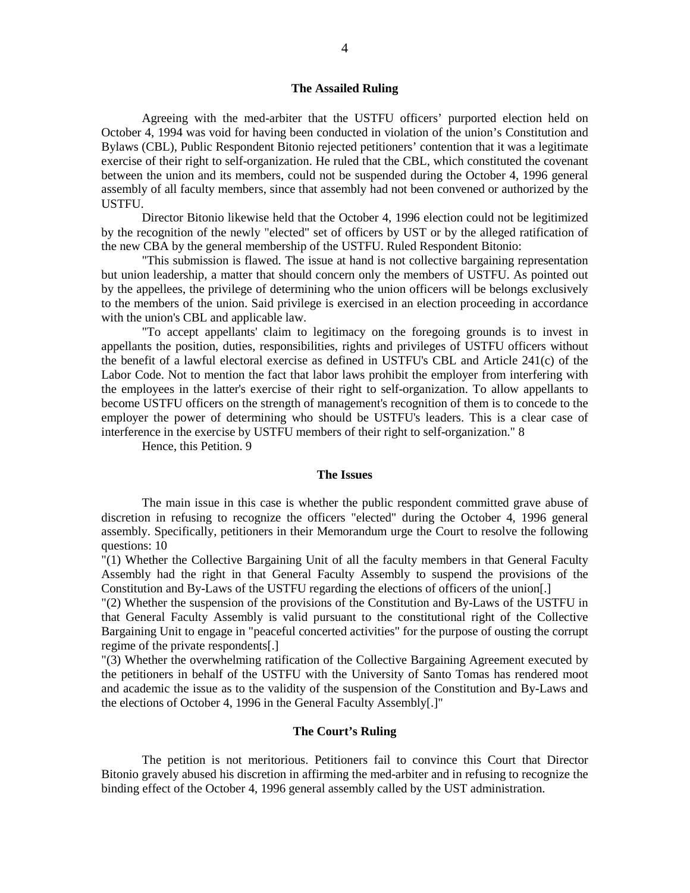### The Assailed Ruling

Agreeing with the med-arbiter that the USTFU officers' purported election held on October 4, 1994 was void for having been conducted in violation of the union's Constitution and Bylaws (CBL), Public Respondent Bitonio rejected petitioners' contention that it was a legitimate exercise of their right to self-organization. He ruled that the CBL, which constituted the covenant between the union and its members, could not be suspended during the October 4, 1996 general assembly of all faculty members, since that assembly had not been convened or authorized by the USTFU.

Director Bitonio likewise held that the October 4, 1996 election could not be legitimized by the recognition of the newly "elected" set of officers by UST or by the alleged ratification of the new CBA by the general membership of the USTFU. Ruled Respondent Bitonio:

"This submission is flawed. The issue at hand is not collective bargaining representation but union leadership, a matter that should concern only the members of USTFU. As pointed out by the appellees, the privilege of determining who the union officers will be belongs exclusively to the members of the union. Said privilege is exercised in an election proceeding in accordance with the union's CBL and applicable law.

"To accept appellants' claim to legitimacy on the foregoing grounds is to invest in appellants the position, duties, responsibilities, rights and privileges of USTFU officers without the benefit of a lawful electoral exercise as defined in USTFU's CBL and Article 241(c) of the Labor Code. Not to mention the fact that labor laws prohibit the employer from interfering with the employees in the latter's exercise of their right to self-organization. To allow appellants to become USTFU officers on the strength of management's recognition of them is to concede to the employer the power of determining who should be USTFU's leaders. This is a clear case of interference in the exercise by USTFU members of their right to self-organization." 8

Hence, this Petition. 9

### The Issues

The main issue in this case is whether the public respondent committed grave abuse of discretion in refusing to recognize the officers "elected" during the October 4, 1996 general assembly. Specifically, petitioners in their Memorandum urge the Court to resolve the following questions: 10

"(1) Whether the Collective Bargaining Unit of all the faculty members in that General Faculty Assembly had the right in that General Faculty Assembly to suspend the provisions of the Constitution and By-Laws of the USTFU regarding the elections of officers of the union[.]

"(2) Whether the suspension of the provisions of the Constitution and By-Laws of the USTFU in that General Faculty Assembly is valid pursuant to the constitutional right of the Collective Bargaining Unit to engage in "peaceful concerted activities" for the purpose of ousting the corrupt regime of the private respondents[.]

"(3) Whether the overwhelming ratification of the Collective Bargaining Agreement executed by the petitioners in behalf of the USTFU with the University of Santo Tomas has rendered moot and academic the issue as to the validity of the suspension of the Constitution and By-Laws and the elections of October 4, 1996 in the General Faculty Assembly[.]"

### The Court's Ruling

The petition is not meritorious. Petitioners fail to convince this Court that Director Bitonio gravely abused his discretion in affirming the med-arbiter and in refusing to recognize the binding effect of the October 4, 1996 general assembly called by the UST administration.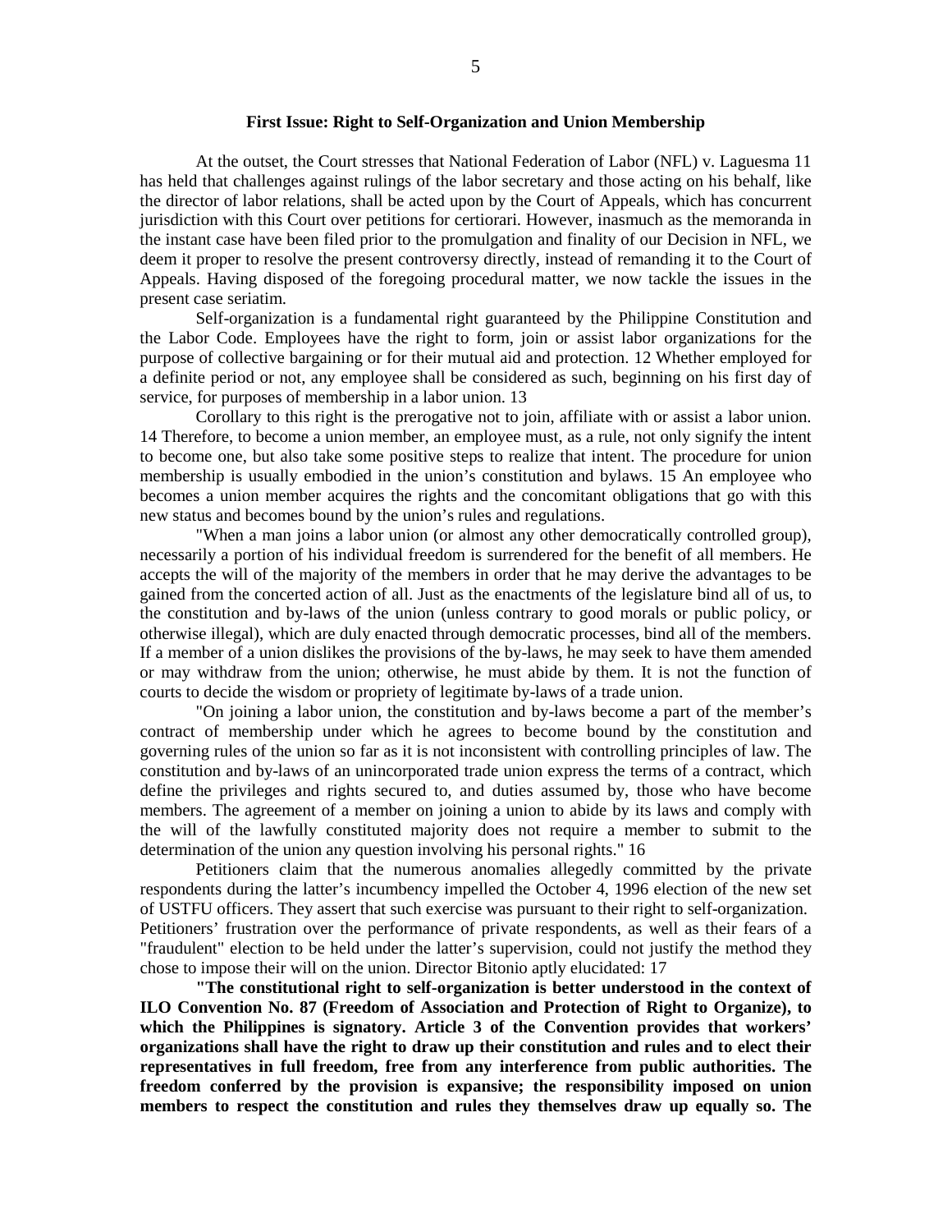### First Issue: Right to Self-Organization and Union Membership

At the outset, the Court stresses that National Federation of Labor (NFL) v. Laguesma 11 has held that challenges against rulings of the labor secretary and those acting on his behalf, like the director of labor relations, shall be acted upon by the Court of Appeals, which has concurrent jurisdiction with this Court over petitions for certiorari. However, inasmuch as the memoranda in the instant case have been filed prior to the promulgation and finality of our Decision in NFL, we deem it proper to resolve the present controversy directly, instead of remanding it to the Court of Appeals. Having disposed of the foregoing procedural matter, we now tackle the issues in the present case seriatim.

Self-organization is a fundamental right guaranteed by the Philippine Constitution and the Labor Code. Employees have the right to form, join or assist labor organizations for the purpose of collective bargaining or for their mutual aid and protection. 12 Whether employed for a definite period or not, any employee shall be considered as such, beginning on his first day of service, for purposes of membership in a labor union. 13

Corollary to this right is the prerogative not to join, affiliate with or assist a labor union. 14 Therefore, to become a union member, an employee must, as a rule, not only signify the intent to become one, but also take some positive steps to realize that intent. The procedure for union membership is usually embodied in the union's constitution and bylaws. 15 An employee who becomes a union member acquires the rights and the concomitant obligations that go with this new status and becomes bound by the union's rules and regulations.

"When a man joins a labor union (or almost any other democratically controlled group), necessarily a portion of his individual freedom is surrendered for the benefit of all members. He accepts the will of the majority of the members in order that he may derive the advantages to be gained from the concerted action of all. Just as the enactments of the legislature bind all of us, to the constitution and by-laws of the union (unless contrary to good morals or public policy, or otherwise illegal), which are duly enacted through democratic processes, bind all of the members. If a member of a union dislikes the provisions of the by-laws, he may seek to have them amended or may withdraw from the union; otherwise, he must abide by them. It is not the function of courts to decide the wisdom or propriety of legitimate by-laws of a trade union.

"On joining a labor union, the constitution and by-laws become a part of the member's contract of membership under which he agrees to become bound by the constitution and governing rules of the union so far as it is not inconsistent with controlling principles of law. The constitution and by-laws of an unincorporated trade union express the terms of a contract, which define the privileges and rights secured to, and duties assumed by, those who have become members. The agreement of a member on joining a union to abide by its laws and comply with the will of the lawfully constituted majority does not require a member to submit to the determination of the union any question involving his personal rights." 16

Petitioners claim that the numerous anomalies allegedly committed by the private respondents during the latter's incumbency impelled the October 4, 1996 election of the new set of USTFU officers. They assert that such exercise was pursuant to their right to self-organization. Petitioners' frustration over the performance of private respondents, as well as their fears of a "fraudulent" election to be held under the latter's supervision, could not justify the method they chose to impose their will on the union. Director Bitonio aptly elucidated: 17

**"The constitutional right to self-organization is better understood in the context of ILO Convention No. 87 (Freedom of Association and Protection of Right to Organize), to which the Philippines is signatory. Article 3 of the Convention provides that workers' organizations shall have the right to draw up their constitution and rules and to elect their representatives in full freedom, free from any interference from public authorities. The freedom conferred by the provision is expansive; the responsibility imposed on union members to respect the constitution and rules they themselves draw up equally so. The**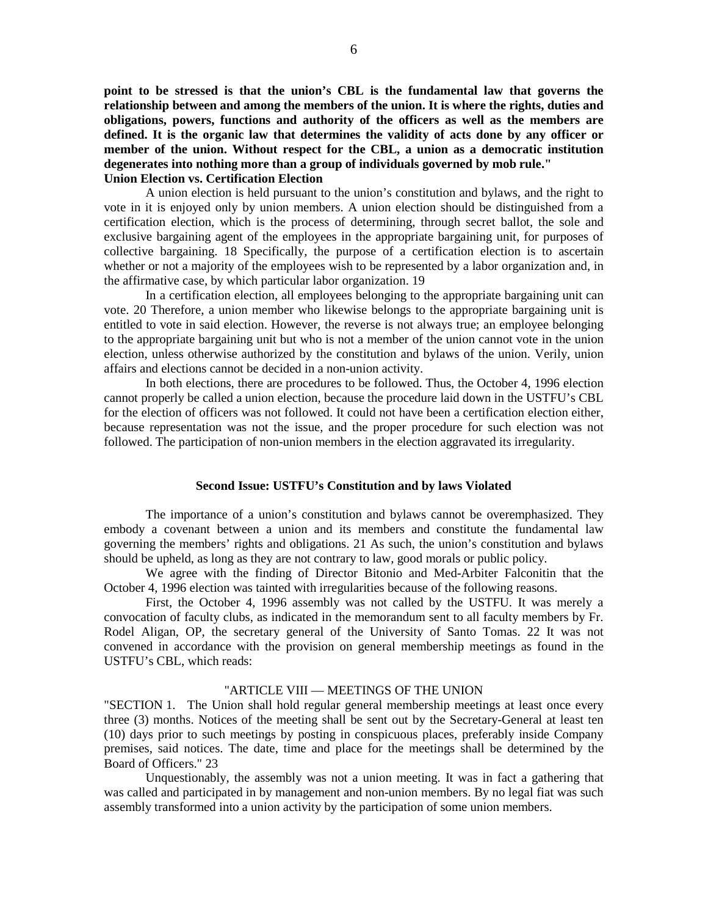**point to be stressed is that the union's CBL is the fundamental law that governs the relationship between and among the members of the union. It is where the rights, duties and obligations, powers, functions and authority of the officers as well as the members are defined. It is the organic law that determines the validity of acts done by any officer or member of the union. Without respect for the CBL, a union as a democratic institution degenerates into nothing more than a group of individuals governed by mob rule."**

**Union Election vs. Certification Election**

A union election is held pursuant to the union's constitution and bylaws, and the right to vote in it is enjoyed only by union members. A union election should be distinguished from a certification election, which is the process of determining, through secret ballot, the sole and exclusive bargaining agent of the employees in the appropriate bargaining unit, for purposes of collective bargaining. 18 Specifically, the purpose of a certification election is to ascertain whether or not a majority of the employees wish to be represented by a labor organization and, in the affirmative case, by which particular labor organization. 19

In a certification election, all employees belonging to the appropriate bargaining unit can vote. 20 Therefore, a union member who likewise belongs to the appropriate bargaining unit is entitled to vote in said election. However, the reverse is not always true; an employee belonging to the appropriate bargaining unit but who is not a member of the union cannot vote in the union election, unless otherwise authorized by the constitution and bylaws of the union. Verily, union affairs and elections cannot be decided in a non-union activity.

In both elections, there are procedures to be followed. Thus, the October 4, 1996 election cannot properly be called a union election, because the procedure laid down in the USTFU's CBL for the election of officers was not followed. It could not have been a certification election either, because representation was not the issue, and the proper procedure for such election was not followed. The participation of non-union members in the election aggravated its irregularity.

**Second Issue: USTFU's Constitution and by laws Violated**

The importance of a union's constitution and bylaws cannot be overemphasized. They embody a covenant between a union and its members and constitute the fundamental law governing the members' rights and obligations. 21 As such, the union's constitution and bylaws should be upheld, as long as they are not contrary to law, good morals or public policy.

We agree with the finding of Director Bitonio and Med-Arbiter Falconitin that the October 4, 1996 election was tainted with irregularities because of the following reasons.

First, the October 4, 1996 assembly was not called by the USTFU. It was merely a convocation of faculty clubs, as indicated in the memorandum sent to all faculty members by Fr. Rodel Aligan, OP, the secretary general of the University of Santo Tomas. 22 It was not convened in accordance with the provision on general membership meetings as found in the USTFU's CBL, which reads:

"ARTICLE VIII — MEETINGS OF THE UNION

"SECTION 1. The Union shall hold regular general membership meetings at least once every three (3) months. Notices of the meeting shall be sent out by the Secretary-General at least ten (10) days prior to such meetings by posting in conspicuous places, preferably inside Company premises, said notices. The date, time and place for the meetings shall be determined by the Board of Officers." 23

Unquestionably, the assembly was not a union meeting. It was in fact a gathering that was called and participated in by management and non-union members. By no legal fiat was such assembly transformed into a union activity by the participation of some union members.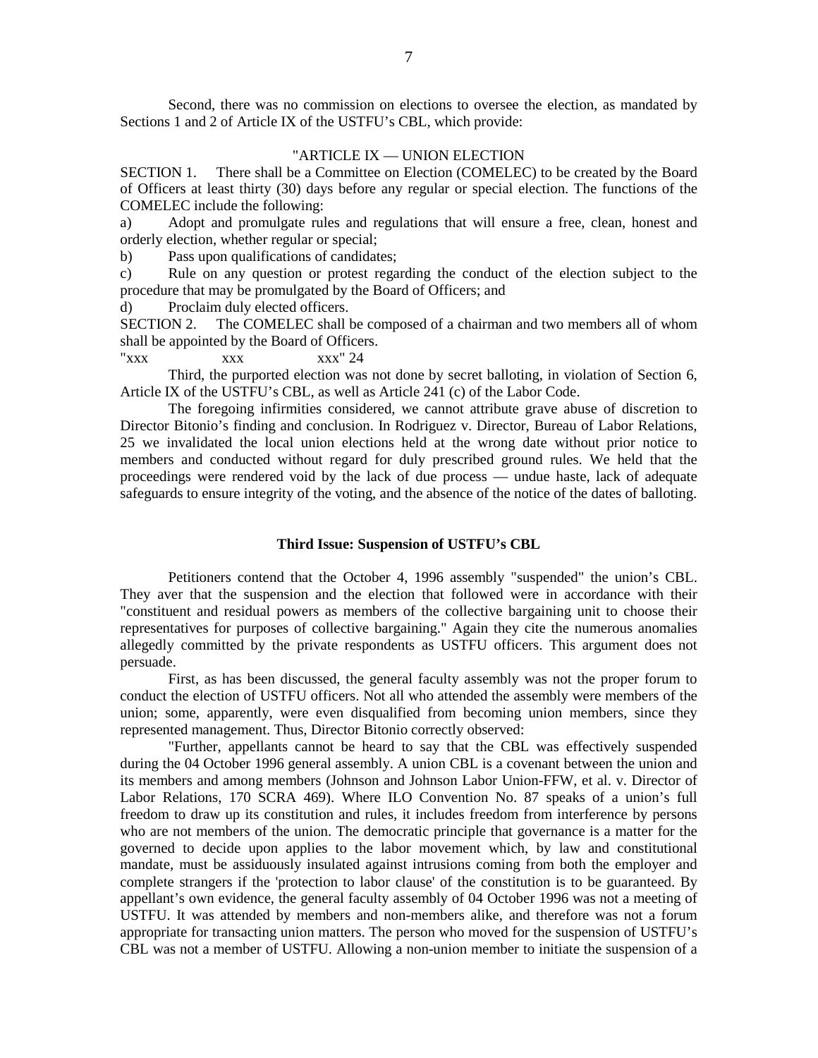Second, there was no commission on elections to oversee the election, as mandated by Sections 1 and 2 of Article IX of the USTFU's CBL, which provide:

"ARTICLE IX — UNION ELECTION

SECTION 1. There shall be a Committee on Election (COMELEC) to be created by the Board of Officers at least thirty (30) days before any regular or special election. The functions of the COMELEC include the following:

a) Adopt and promulgate rules and regulations that will ensure a free, clean, honest and orderly election, whether regular or special;

b) Pass upon qualifications of candidates;

c) Rule on any question or protest regarding the conduct of the election subject to the procedure that may be promulgated by the Board of Officers; and

d) Proclaim duly elected officers.

SECTION 2. The COMELEC shall be composed of a chairman and two members all of whom shall be appointed by the Board of Officers.

"xxx xxx xxx" 24

Third, the purported election was not done by secret balloting, in violation of Section 6, Article IX of the USTFU's CBL, as well as Article 241 (c) of the Labor Code.

The foregoing infirmities considered, we cannot attribute grave abuse of discretion to Director Bitonio's finding and conclusion. In Rodriguez v. Director, Bureau of Labor Relations, 25 we invalidated the local union elections held at the wrong date without prior notice to members and conducted without regard for duly prescribed ground rules. We held that the proceedings were rendered void by the lack of due process — undue haste, lack of adequate safeguards to ensure integrity of the voting, and the absence of the notice of the dates of balloting.

**Third Issue: Suspension of USTFU's CBL**

Petitioners contend that the October 4, 1996 assembly "suspended" the union's CBL. They aver that the suspension and the election that followed were in accordance with their "constituent and residual powers as members of the collective bargaining unit to choose their representatives for purposes of collective bargaining." Again they cite the numerous anomalies allegedly committed by the private respondents as USTFU officers. This argument does not persuade.

First, as has been discussed, the general faculty assembly was not the proper forum to conduct the election of USTFU officers. Not all who attended the assembly were members of the union; some, apparently, were even disqualified from becoming union members, since they represented management. Thus, Director Bitonio correctly observed:

"Further, appellants cannot be heard to say that the CBL was effectively suspended during the 04 October 1996 general assembly. A union CBL is a covenant between the union and its members and among members (Johnson and Johnson Labor Union-FFW, et al. v. Director of Labor Relations, 170 SCRA 469). Where ILO Convention No. 87 speaks of a union's full freedom to draw up its constitution and rules, it includes freedom from interference by persons who are not members of the union. The democratic principle that governance is a matter for the governed to decide upon applies to the labor movement which, by law and constitutional mandate, must be assiduously insulated against intrusions coming from both the employer and complete strangers if the 'protection to labor clause' of the constitution is to be guaranteed. By appellant's own evidence, the general faculty assembly of 04 October 1996 was not a meeting of USTFU. It was attended by members and non-members alike, and therefore was not a forum appropriate for transacting union matters. The person who moved for the suspension of USTFU's CBL was not a member of USTFU. Allowing a non-union member to initiate the suspension of a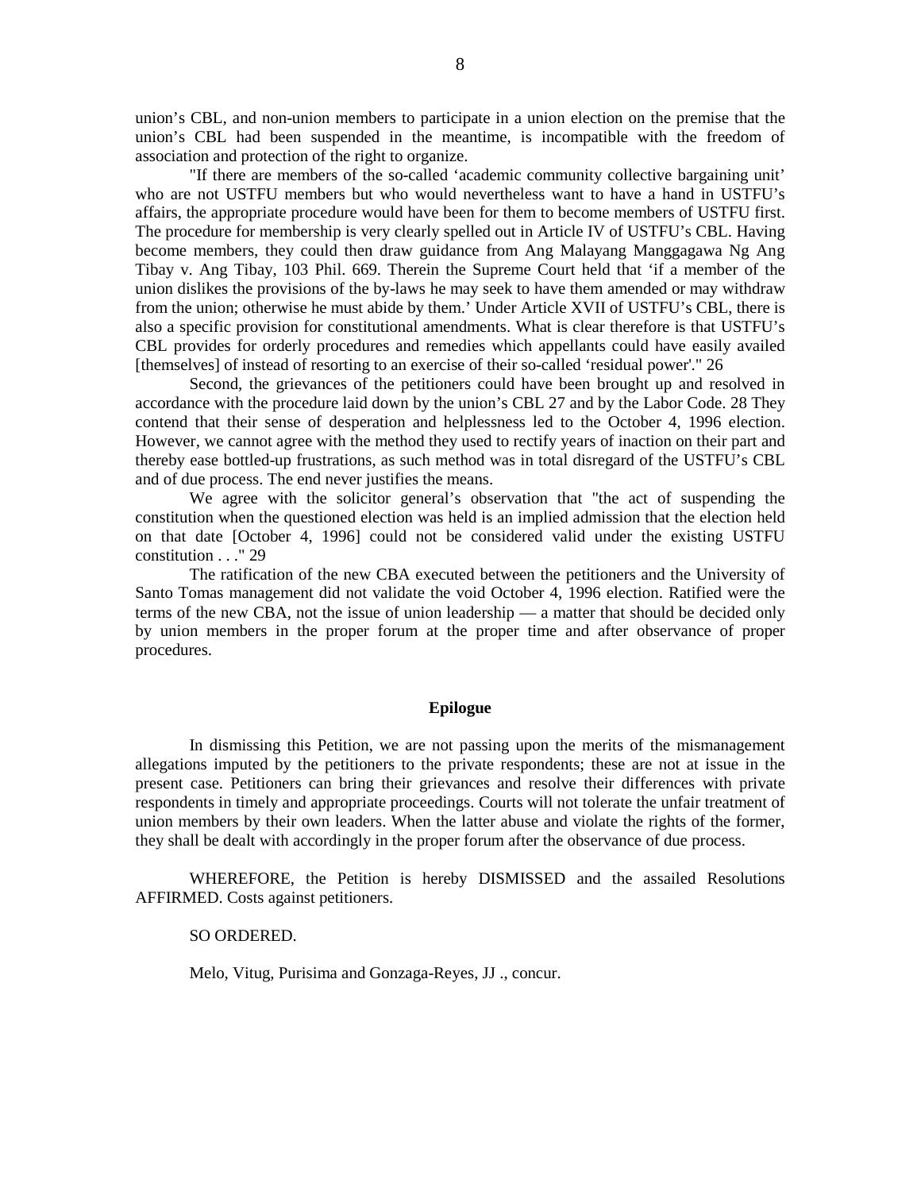union's CBL, and non-union members to participate in a union election on the premise that the union's CBL had been suspended in the meantime, is incompatible with the freedom of association and protection of the right to organize.

"If there are members of the so-called 'academic community collective bargaining unit' who are not USTFU members but who would nevertheless want to have a hand in USTFU's affairs, the appropriate procedure would have been for them to become members of USTFU first. The procedure for membership is very clearly spelled out in Article IV of USTFU's CBL. Having become members, they could then draw guidance from Ang Malayang Manggagawa Ng Ang Tibay v. Ang Tibay, 103 Phil. 669. Therein the Supreme Court held that 'if a member of the union dislikes the provisions of the by-laws he may seek to have them amended or may withdraw from the union; otherwise he must abide by them.' Under Article XVII of USTFU's CBL, there is also a specific provision for constitutional amendments. What is clear therefore is that USTFU's CBL provides for orderly procedures and remedies which appellants could have easily availed [themselves] of instead of resorting to an exercise of their so-called 'residual power'." 26

Second, the grievances of the petitioners could have been brought up and resolved in accordance with the procedure laid down by the union's CBL 27 and by the Labor Code. 28 They contend that their sense of desperation and helplessness led to the October 4, 1996 election. However, we cannot agree with the method they used to rectify years of inaction on their part and thereby ease bottled-up frustrations, as such method was in total disregard of the USTFU's CBL and of due process. The end never justifies the means.

We agree with the solicitor general's observation that "the act of suspending the constitution when the questioned election was held is an implied admission that the election held on that date [October 4, 1996] could not be considered valid under the existing USTFU constitution . . ." 29

The ratification of the new CBA executed between the petitioners and the University of Santo Tomas management did not validate the void October 4, 1996 election. Ratified were the terms of the new CBA, not the issue of union leadership — a matter that should be decided only by union members in the proper forum at the proper time and after observance of proper procedures.

## Epilogue

In dismissing this Petition, we are not passing upon the merits of the mismanagement allegations imputed by the petitioners to the private respondents; these are not at issue in the present case. Petitioners can bring their grievances and resolve their differences with private respondents in timely and appropriate proceedings. Courts will not tolerate the unfair treatment of union members by their own leaders. When the latter abuse and violate the rights of the former, they shall be dealt with accordingly in the proper forum after the observance of due process.

WHEREFORE, the Petition is hereby DISMISSED and the assailed Resolutions AFFIRMED. Costs against petitioners.

SO ORDERED.

Melo, Vitug, Purisima and Gonzaga-Reyes, JJ ., concur.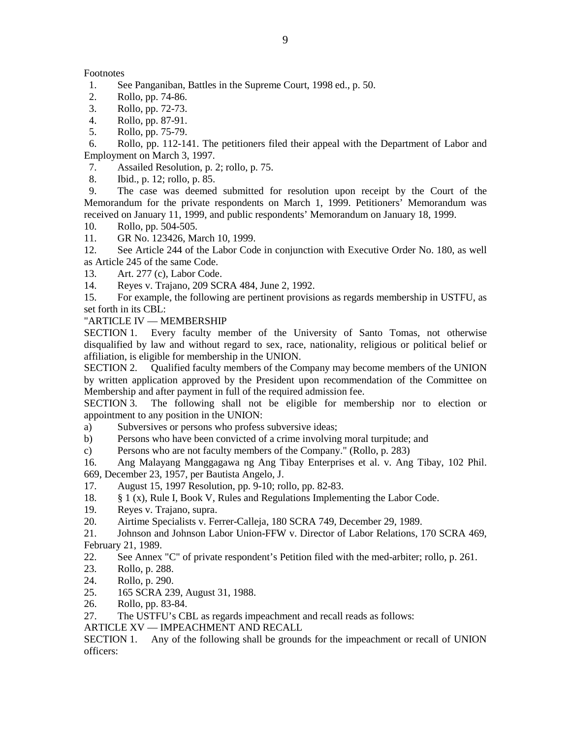Footnotes

1. See Panganiban, Battles in the Supreme Court, 1998 ed., p. 50.
2. Rollo, pp. 74-86.
3. Rollo, pp. 72-73.
4. Rollo, pp. 87-91.
5. Rollo, pp. 75-79.
6. Rollo, pp. 112-141. The petitioners filed their appeal with the Department of Labor and Employment on March 3, 1997.
7. Assailed Resolution, p. 2; rollo, p. 75.
8. Ibid., p. 12; rollo, p. 85.
9. The case was deemed submitted for resolution upon receipt by the Court of the Memorandum for the private respondents on March 1, 1999. Petitioners' Memorandum was received on January 11, 1999, and public respondents' Memorandum on January 18, 1999.
10. Rollo, pp. 504-505.
11. GR No. 123426, March 10, 1999.
12. See Article 244 of the Labor Code in conjunction with Executive Order No. 180, as well as Article 245 of the same Code.
13. Art. 277 (c), Labor Code.
14. Reyes v. Trajano, 209 SCRA 484, June 2, 1992.
15. For example, the following are pertinent provisions as regards membership in USTFU, as set forth in its CBL:

"ARTICLE IV — MEMBERSHIP

SECTION 1. Every faculty member of the University of Santo Tomas, not otherwise disqualified by law and without regard to sex, race, nationality, religious or political belief or affiliation, is eligible for membership in the UNION.

SECTION 2. Qualified faculty members of the Company may become members of the UNION by written application approved by the President upon recommendation of the Committee on Membership and after payment in full of the required admission fee.

SECTION 3. The following shall not be eligible for membership nor to election or appointment to any position in the UNION:

a) Subversives or persons who profess subversive ideas;
b) Persons who have been convicted of a crime involving moral turpitude; and
c) Persons who are not faculty members of the Company." (Rollo, p. 283)

16. Ang Malayang Manggagawa ng Ang Tibay Enterprises et al. v. Ang Tibay, 102 Phil. 669, December 23, 1957, per Bautista Angelo, J.
17. August 15, 1997 Resolution, pp. 9-10; rollo, pp. 82-83.
18. § 1 (x), Rule I, Book V, Rules and Regulations Implementing the Labor Code.
19. Reyes v. Trajano, supra.
20. Airtime Specialists v. Ferrer-Calleja, 180 SCRA 749, December 29, 1989.
21. Johnson and Johnson Labor Union-FFW v. Director of Labor Relations, 170 SCRA 469, February 21, 1989.
22. See Annex "C" of private respondent's Petition filed with the med-arbiter; rollo, p. 261.
23. Rollo, p. 288.
24. Rollo, p. 290.
25. 165 SCRA 239, August 31, 1988.
26. Rollo, pp. 83-84.
27. The USTFU's CBL as regards impeachment and recall reads as follows:

ARTICLE XV — IMPEACHMENT AND RECALL

SECTION 1. Any of the following shall be grounds for the impeachment or recall of UNION officers: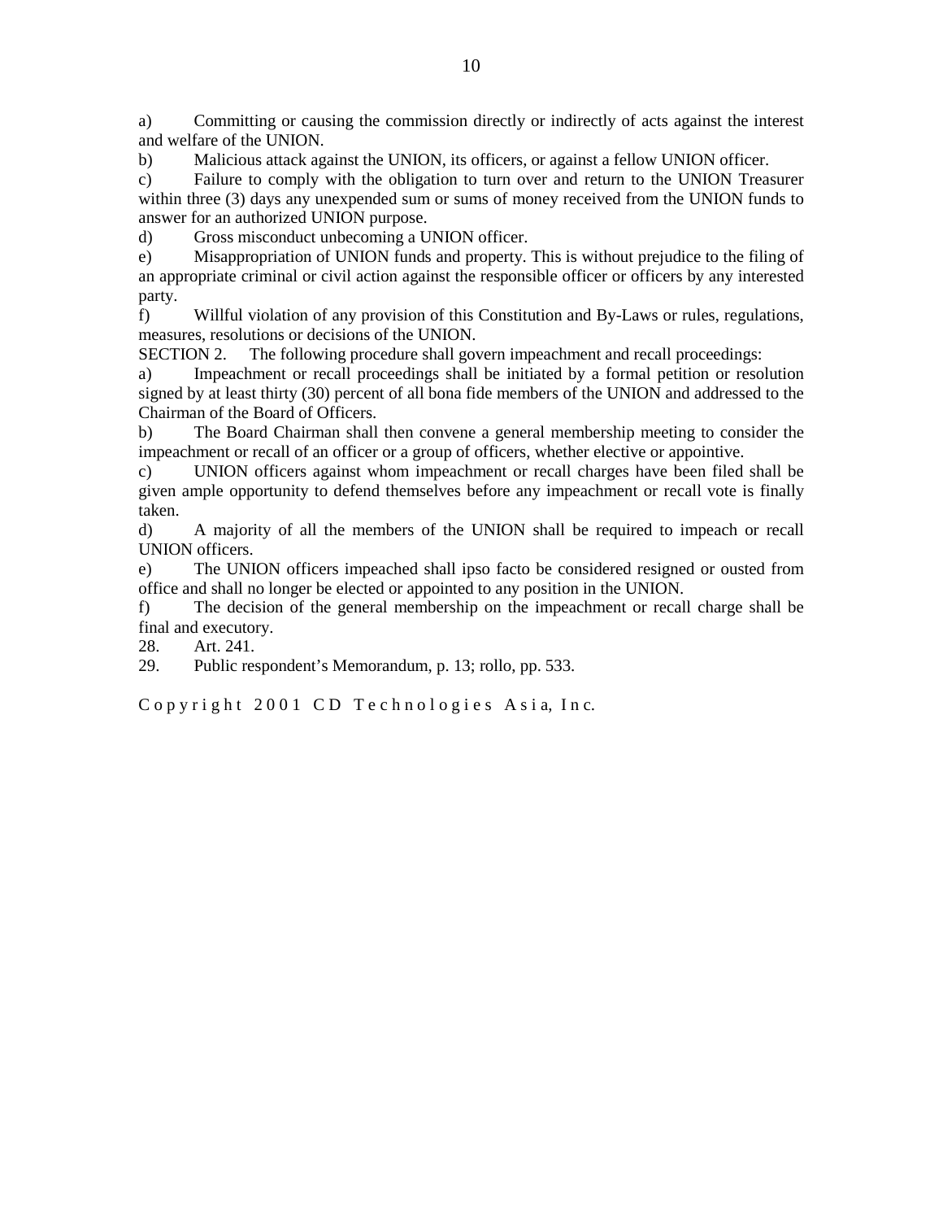a) Committing or causing the commission directly or indirectly of acts against the interest and welfare of the UNION.

b) Malicious attack against the UNION, its officers, or against a fellow UNION officer.

c) Failure to comply with the obligation to turn over and return to the UNION Treasurer within three (3) days any unexpended sum or sums of money received from the UNION funds to answer for an authorized UNION purpose.

d) Gross misconduct unbecoming a UNION officer.

e) Misappropriation of UNION funds and property. This is without prejudice to the filing of an appropriate criminal or civil action against the responsible officer or officers by any interested party.

f) Willful violation of any provision of this Constitution and By-Laws or rules, regulations, measures, resolutions or decisions of the UNION.

SECTION 2. The following procedure shall govern impeachment and recall proceedings:

a) Impeachment or recall proceedings shall be initiated by a formal petition or resolution signed by at least thirty (30) percent of all bona fide members of the UNION and addressed to the Chairman of the Board of Officers.

b) The Board Chairman shall then convene a general membership meeting to consider the impeachment or recall of an officer or a group of officers, whether elective or appointive.

c) UNION officers against whom impeachment or recall charges have been filed shall be given ample opportunity to defend themselves before any impeachment or recall vote is finally taken.

d) A majority of all the members of the UNION shall be required to impeach or recall UNION officers.

e) The UNION officers impeached shall ipso facto be considered resigned or ousted from office and shall no longer be elected or appointed to any position in the UNION.

f) The decision of the general membership on the impeachment or recall charge shall be final and executory.

28. Art. 241.

29. Public respondent's Memorandum, p. 13; rollo, pp. 533.

Copyright 2001 CD Technologies Asia, Inc.